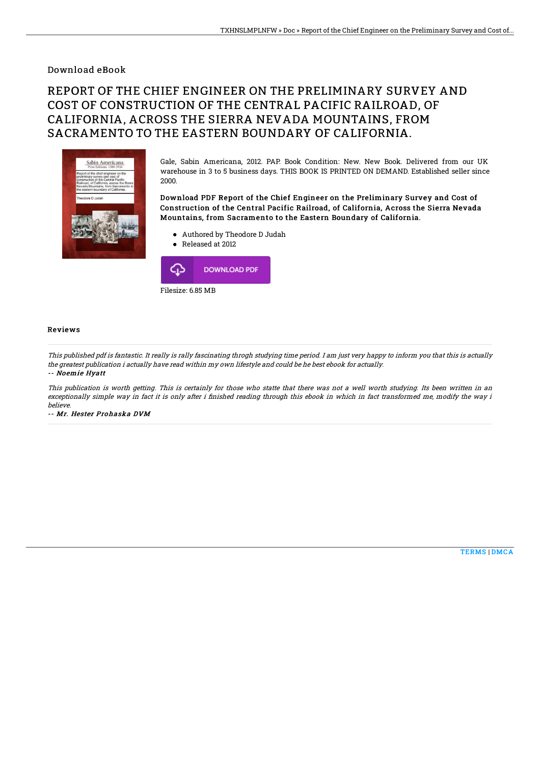Download eBook

# REPORT OF THE CHIEF ENGINEER ON THE PRELIMINARY SURVEY AND COST OF CONSTRUCTION OF THE CENTRAL PACIFIC RAILROAD, OF CALIFORNIA, ACROSS THE SIERRA NEVADA MOUNTAINS, FROM SACRAMENTO TO THE EASTERN BOUNDARY OF CALIFORNIA.

Gale, Sabin Americana, 2012. PAP. Book Condition: New. New Book. Delivered from our UK warehouse in 3 to 5 business days. THIS BOOK IS PRINTED ON DEMAND. Established seller since 2000.

**Download PDF Report of the Chief Engineer on the Preliminary Survey and Cost of Construction of the Central Pacific Railroad, of California, Across the Sierra Nevada Mountains, from Sacramento to the Eastern Boundary of California.**

- Authored by Theodore D Judah
- Released at 2012

DOWNLOAD PDF

Filesize: 6.85 MB

## Reviews

*This published pdf is fantastic. It really is rally fascinating throgh studying time period. I am just very happy to inform you that this is actually the greatest publication i actually have read within my own lifestyle and could be he best ebook for actually.*

*-- Noemie Hyatt*

*This publication is worth getting. This is certainly for those who statte that there was not a well worth studying. Its been written in an exceptionally simple way in fact it is only after i finished reading through this ebook in which in fact transformed me, modify the way i believe.*

*-- Mr. Hester Prohaska DVM*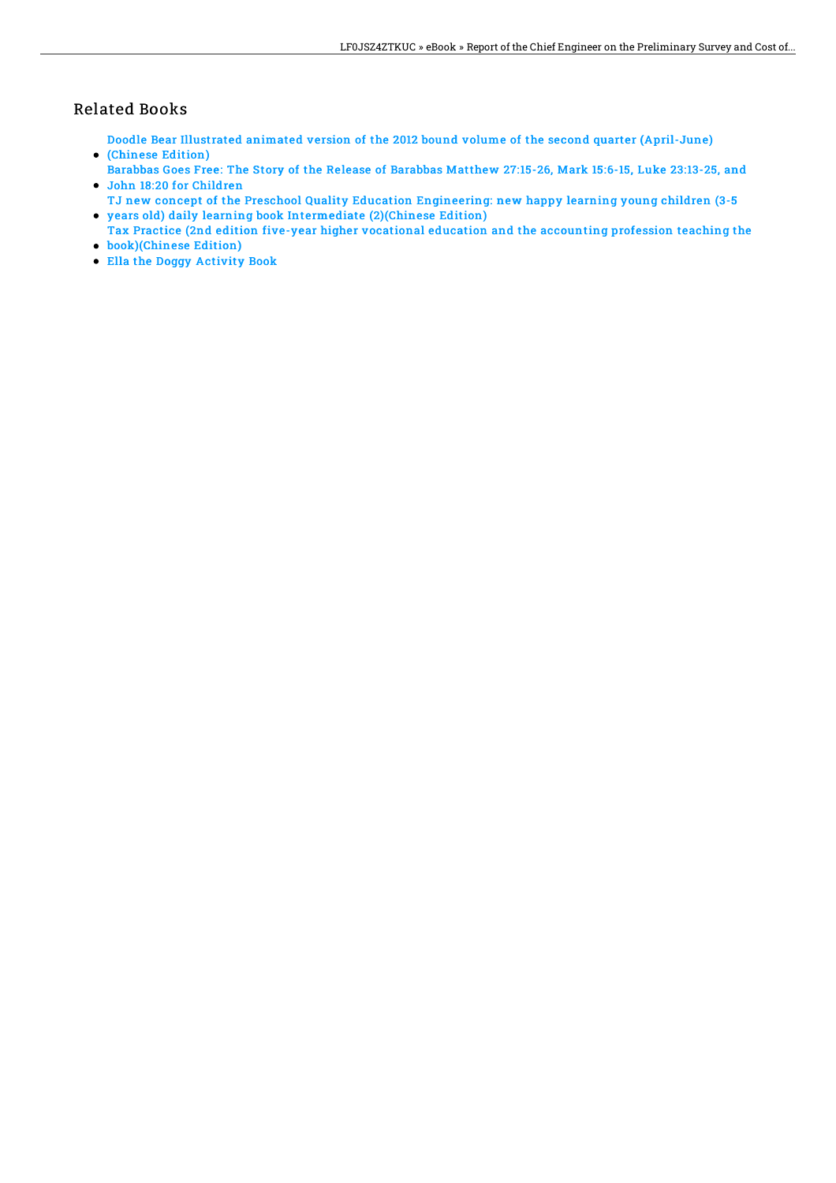## Related Books

- Doodle Bear Illustrated animated version of the 2012 bound volume of the second quarter (April-June) (Chinese Edition)
- Barabbas Goes Free: The Story of the Release of Barabbas Matthew 27:15-26, Mark 15:6-15, Luke 23:13-25, and John 18:20 for Children
- TJ new concept of the Preschool Quality Education Engineering: new happy learning young children (3-5 years old) daily learning book Intermediate (2)(Chinese Edition)
- Tax Practice (2nd edition five-year higher vocational education and the accounting profession teaching the book)(Chinese Edition)
- Ella the Doggy Activity Book